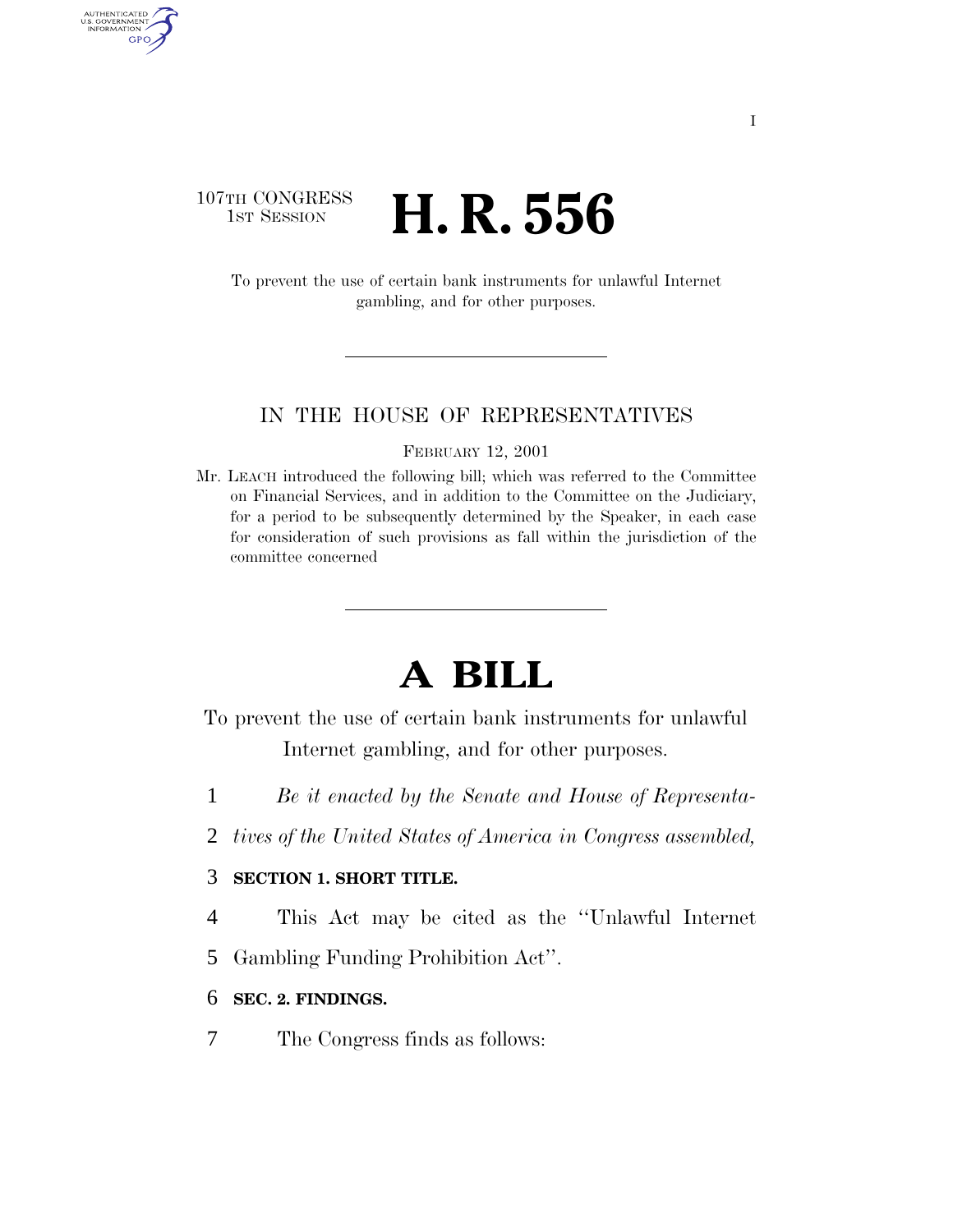107TH CONGRESS
1ST SESSION

# H. R. 556

To prevent the use of certain bank instruments for unlawful Internet gambling, and for other purposes.

IN THE HOUSE OF REPRESENTATIVES

FEBRUARY 12, 2001

Mr. LEACH introduced the following bill; which was referred to the Committee on Financial Services, and in addition to the Committee on the Judiciary, for a period to be subsequently determined by the Speaker, in each case for consideration of such provisions as fall within the jurisdiction of the committee concerned

# A BILL

To prevent the use of certain bank instruments for unlawful Internet gambling, and for other purposes.

1 *Be it enacted by the Senate and House of Representa-*
2 *tives of the United States of America in Congress assembled,*

3 **SECTION 1. SHORT TITLE.**

4 This Act may be cited as the ''Unlawful Internet
5 Gambling Funding Prohibition Act''.

6 **SEC. 2. FINDINGS.**

7 The Congress finds as follows: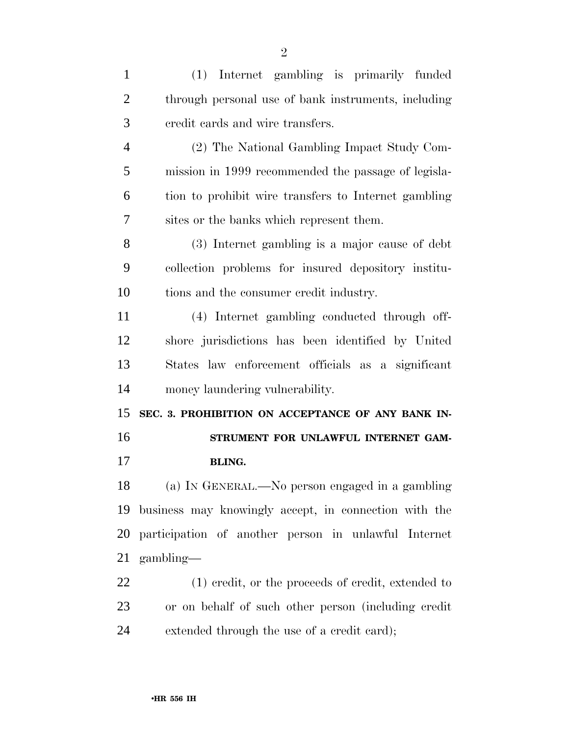(1) Internet gambling is primarily funded through personal use of bank instruments, including credit cards and wire transfers.

(2) The National Gambling Impact Study Commission in 1999 recommended the passage of legislation to prohibit wire transfers to Internet gambling sites or the banks which represent them.

(3) Internet gambling is a major cause of debt collection problems for insured depository institutions and the consumer credit industry.

(4) Internet gambling conducted through offshore jurisdictions has been identified by United States law enforcement officials as a significant money laundering vulnerability.

## SEC. 3. PROHIBITION ON ACCEPTANCE OF ANY BANK INSTRUMENT FOR UNLAWFUL INTERNET GAMBLING.

(a) IN GENERAL.—No person engaged in a gambling business may knowingly accept, in connection with the participation of another person in unlawful Internet gambling—

(1) credit, or the proceeds of credit, extended to or on behalf of such other person (including credit extended through the use of a credit card);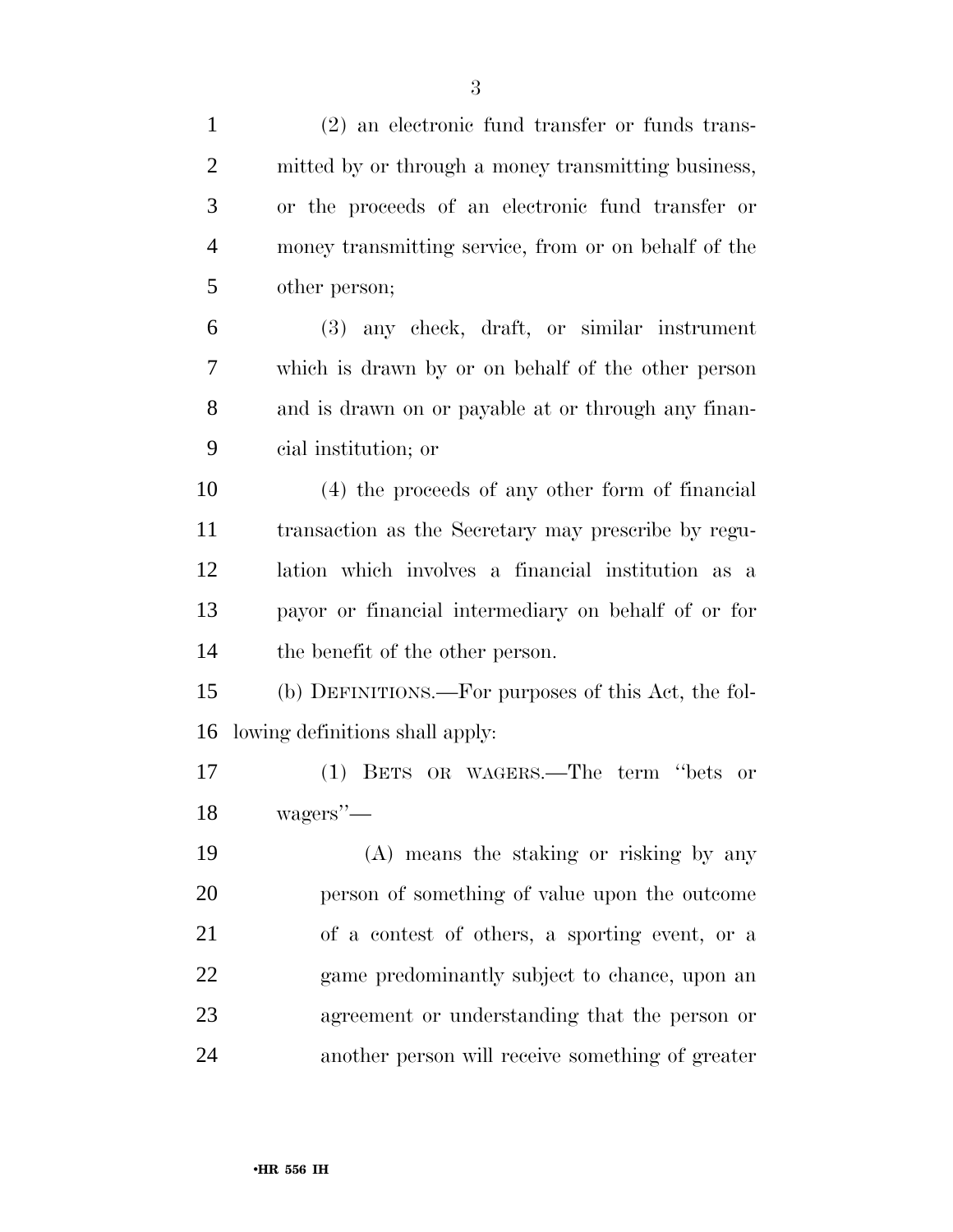(2) an electronic fund transfer or funds transmitted by or through a money transmitting business, or the proceeds of an electronic fund transfer or money transmitting service, from or on behalf of the other person;

(3) any check, draft, or similar instrument which is drawn by or on behalf of the other person and is drawn on or payable at or through any financial institution; or

(4) the proceeds of any other form of financial transaction as the Secretary may prescribe by regulation which involves a financial institution as a payor or financial intermediary on behalf of or for the benefit of the other person.

(b) DEFINITIONS.—For purposes of this Act, the following definitions shall apply:

(1) BETS OR WAGERS.—The term ''bets or wagers''—

(A) means the staking or risking by any person of something of value upon the outcome of a contest of others, a sporting event, or a game predominantly subject to chance, upon an agreement or understanding that the person or another person will receive something of greater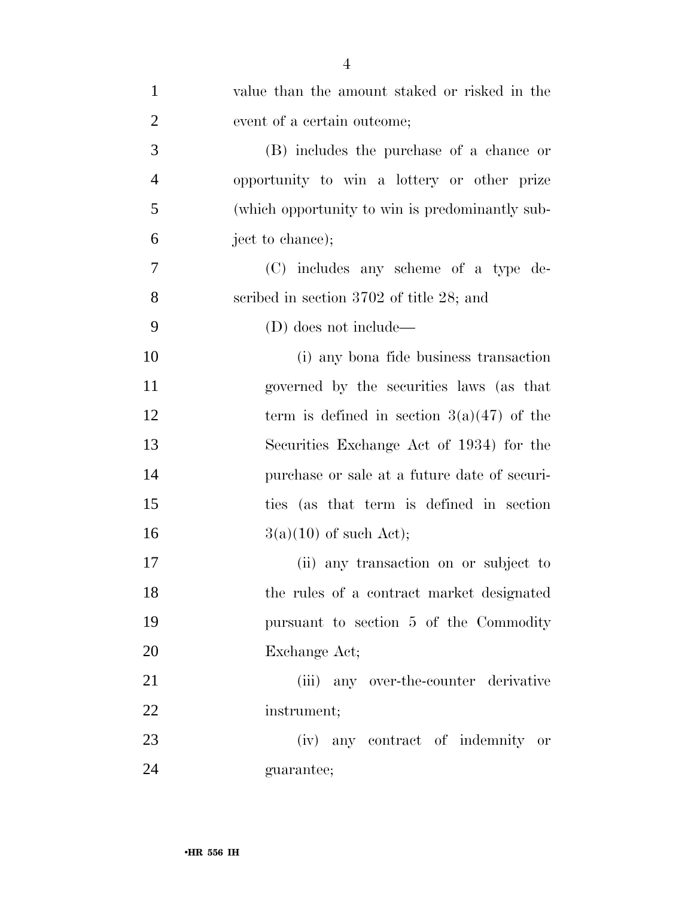value than the amount staked or risked in the event of a certain outcome;

(B) includes the purchase of a chance or opportunity to win a lottery or other prize (which opportunity to win is predominantly subject to chance);

(C) includes any scheme of a type described in section 3702 of title 28; and

(D) does not include—

(i) any bona fide business transaction governed by the securities laws (as that term is defined in section 3(a)(47) of the Securities Exchange Act of 1934) for the purchase or sale at a future date of securities (as that term is defined in section 3(a)(10) of such Act);

(ii) any transaction on or subject to the rules of a contract market designated pursuant to section 5 of the Commodity Exchange Act;

(iii) any over-the-counter derivative instrument;

(iv) any contract of indemnity or guarantee;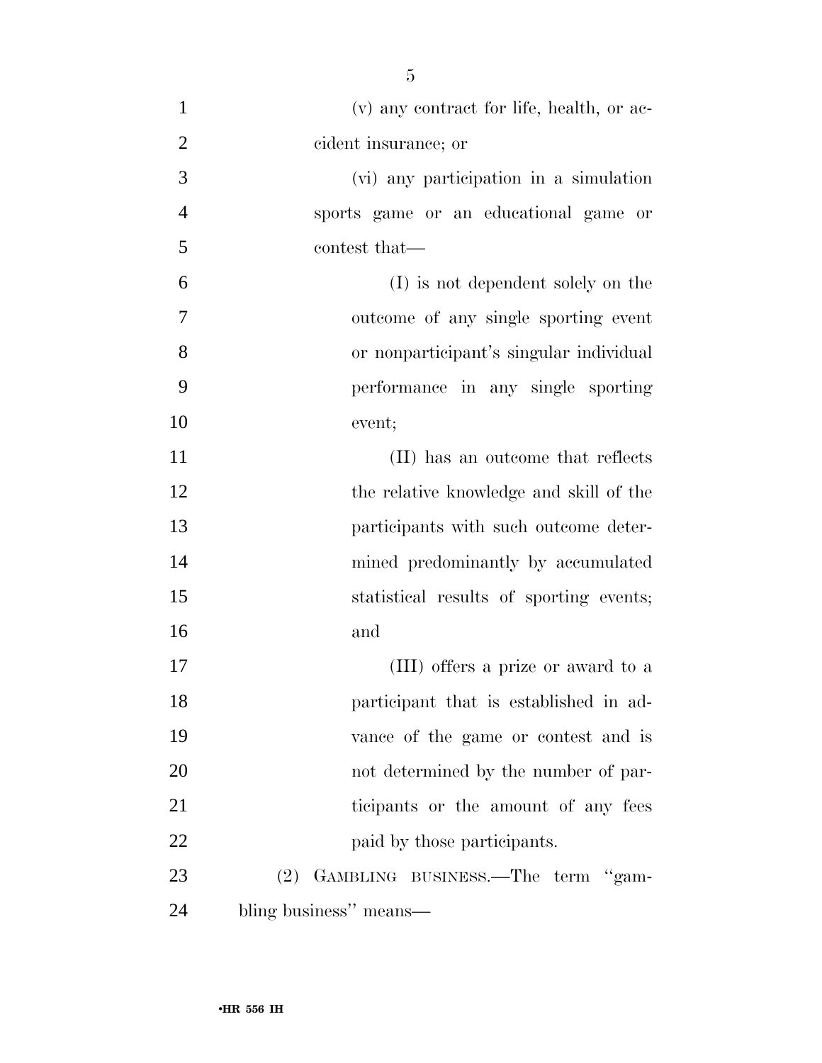(v) any contract for life, health, or accident insurance; or

(vi) any participation in a simulation sports game or an educational game or contest that—

(I) is not dependent solely on the outcome of any single sporting event or nonparticipant's singular individual performance in any single sporting event;

(II) has an outcome that reflects the relative knowledge and skill of the participants with such outcome determined predominantly by accumulated statistical results of sporting events; and

(III) offers a prize or award to a participant that is established in advance of the game or contest and is not determined by the number of participants or the amount of any fees paid by those participants.

(2) GAMBLING BUSINESS.—The term "gambling business" means—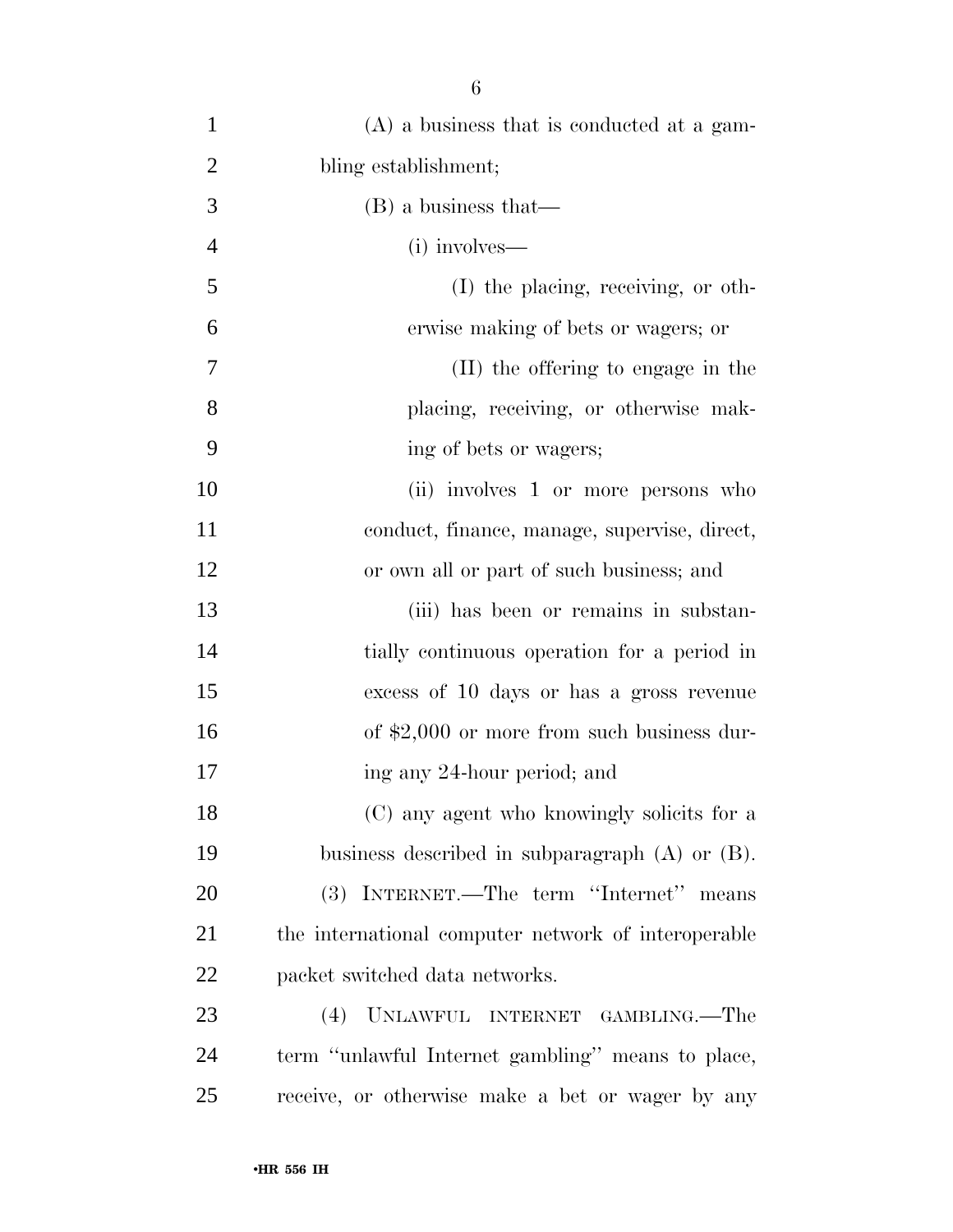(A) a business that is conducted at a gambling establishment;

(B) a business that—

(i) involves—

(I) the placing, receiving, or otherwise making of bets or wagers; or

(II) the offering to engage in the placing, receiving, or otherwise making of bets or wagers;

(ii) involves 1 or more persons who conduct, finance, manage, supervise, direct, or own all or part of such business; and

(iii) has been or remains in substantially continuous operation for a period in excess of 10 days or has a gross revenue of $2,000 or more from such business during any 24-hour period; and

(C) any agent who knowingly solicits for a business described in subparagraph (A) or (B).

(3) INTERNET.—The term ''Internet'' means the international computer network of interoperable packet switched data networks.

(4) UNLAWFUL INTERNET GAMBLING.—The term ''unlawful Internet gambling'' means to place, receive, or otherwise make a bet or wager by any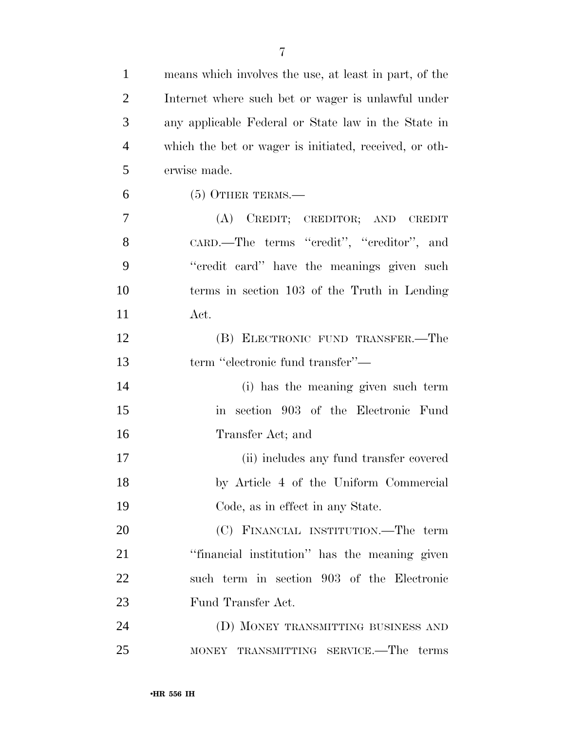means which involves the use, at least in part, of the Internet where such bet or wager is unlawful under any applicable Federal or State law in the State in which the bet or wager is initiated, received, or otherwise made.

(5) OTHER TERMS.—

(A) CREDIT; CREDITOR; AND CREDIT CARD.—The terms "credit", "creditor", and "credit card" have the meanings given such terms in section 103 of the Truth in Lending Act.

(B) ELECTRONIC FUND TRANSFER.—The term "electronic fund transfer"—

(i) has the meaning given such term in section 903 of the Electronic Fund Transfer Act; and

(ii) includes any fund transfer covered by Article 4 of the Uniform Commercial Code, as in effect in any State.

(C) FINANCIAL INSTITUTION.—The term "financial institution" has the meaning given such term in section 903 of the Electronic Fund Transfer Act.

(D) MONEY TRANSMITTING BUSINESS AND MONEY TRANSMITTING SERVICE.—The terms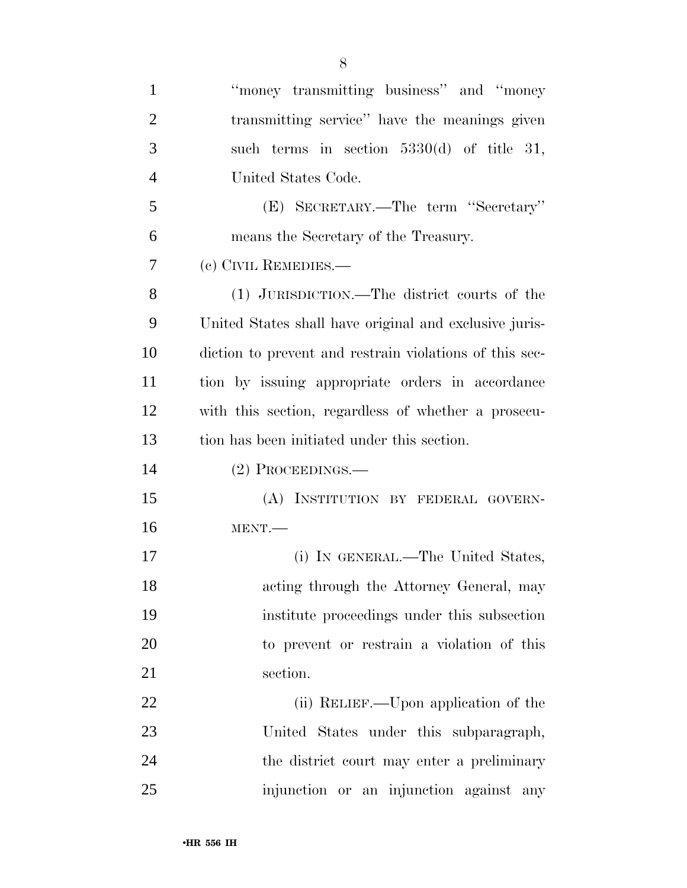"money transmitting business" and "money transmitting service" have the meanings given such terms in section 5330(d) of title 31, United States Code.

(E) SECRETARY.—The term "Secretary" means the Secretary of the Treasury.

(c) CIVIL REMEDIES.—

(1) JURISDICTION.—The district courts of the United States shall have original and exclusive jurisdiction to prevent and restrain violations of this section by issuing appropriate orders in accordance with this section, regardless of whether a prosecution has been initiated under this section.

(2) PROCEEDINGS.—

(A) INSTITUTION BY FEDERAL GOVERNMENT.—

(i) IN GENERAL.—The United States, acting through the Attorney General, may institute proceedings under this subsection to prevent or restrain a violation of this section.

(ii) RELIEF.—Upon application of the United States under this subparagraph, the district court may enter a preliminary injunction or an injunction against any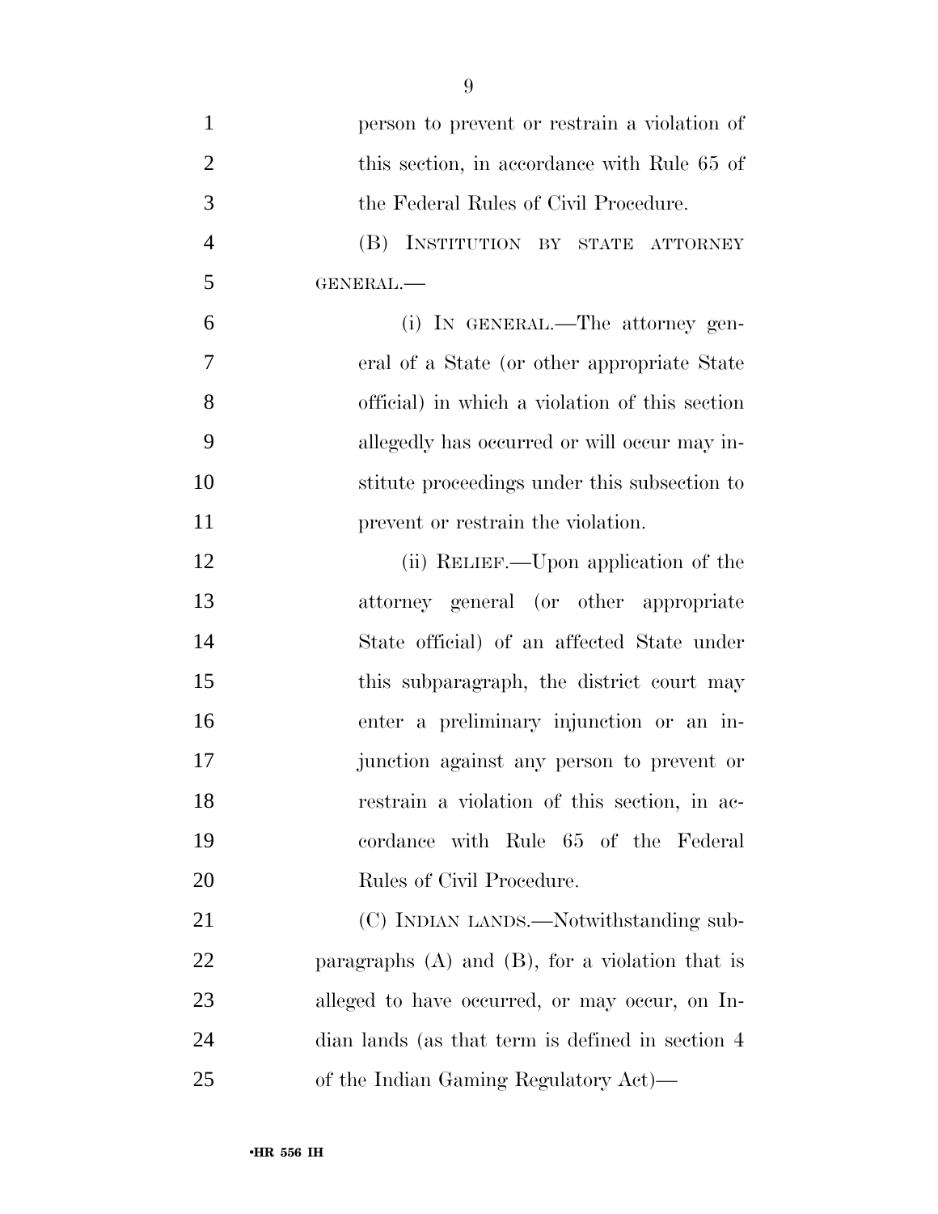person to prevent or restrain a violation of this section, in accordance with Rule 65 of the Federal Rules of Civil Procedure.

(B) INSTITUTION BY STATE ATTORNEY GENERAL.—

(i) IN GENERAL.—The attorney general of a State (or other appropriate State official) in which a violation of this section allegedly has occurred or will occur may institute proceedings under this subsection to prevent or restrain the violation.

(ii) RELIEF.—Upon application of the attorney general (or other appropriate State official) of an affected State under this subparagraph, the district court may enter a preliminary injunction or an injunction against any person to prevent or restrain a violation of this section, in accordance with Rule 65 of the Federal Rules of Civil Procedure.

(C) INDIAN LANDS.—Notwithstanding subparagraphs (A) and (B), for a violation that is alleged to have occurred, or may occur, on Indian lands (as that term is defined in section 4 of the Indian Gaming Regulatory Act)—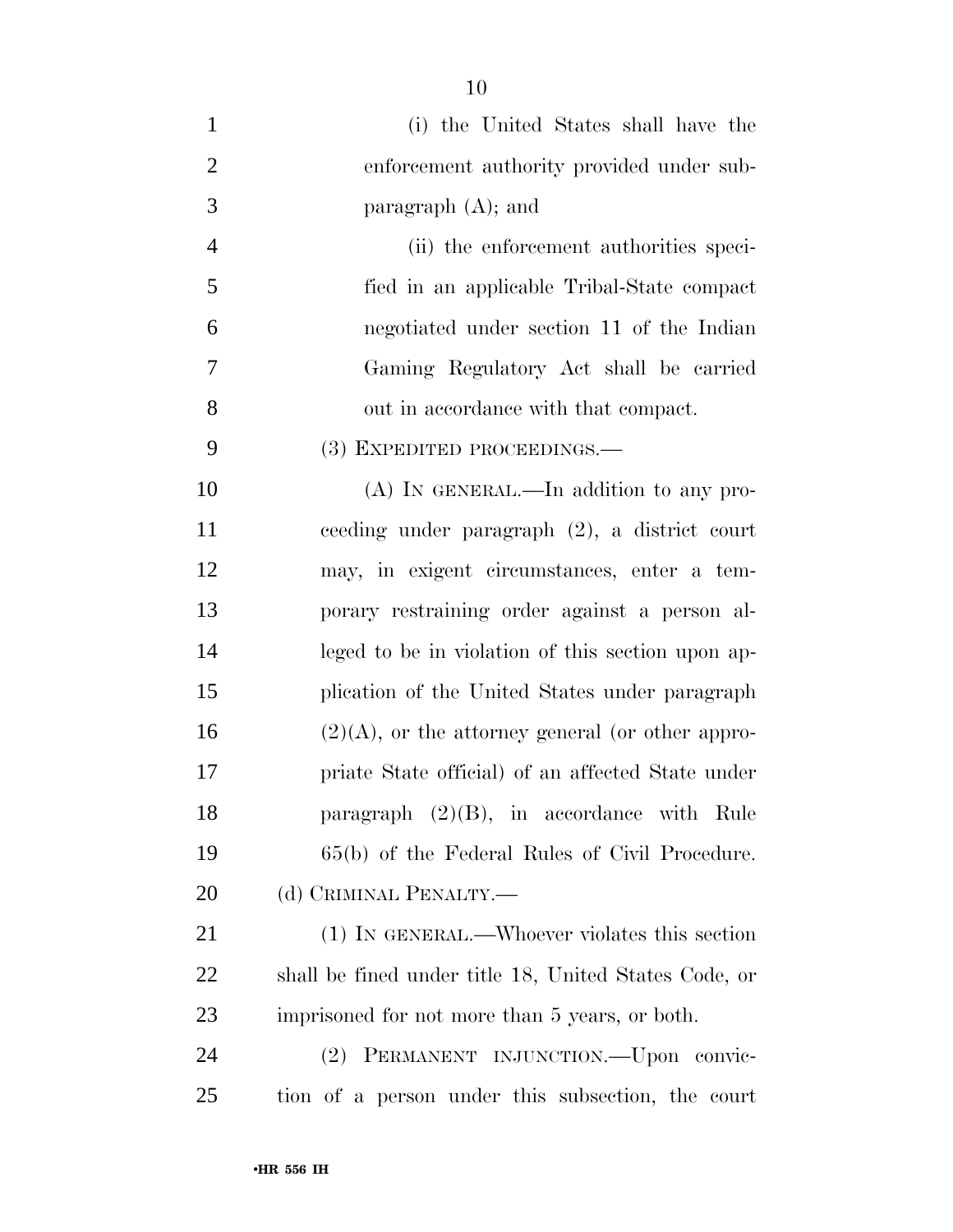(i) the United States shall have the enforcement authority provided under subparagraph (A); and

(ii) the enforcement authorities specified in an applicable Tribal-State compact negotiated under section 11 of the Indian Gaming Regulatory Act shall be carried out in accordance with that compact.

(3) EXPEDITED PROCEEDINGS.—

(A) IN GENERAL.—In addition to any proceeding under paragraph (2), a district court may, in exigent circumstances, enter a temporary restraining order against a person alleged to be in violation of this section upon application of the United States under paragraph (2)(A), or the attorney general (or other appropriate State official) of an affected State under paragraph (2)(B), in accordance with Rule 65(b) of the Federal Rules of Civil Procedure.

(d) CRIMINAL PENALTY.—

(1) IN GENERAL.—Whoever violates this section shall be fined under title 18, United States Code, or imprisoned for not more than 5 years, or both.

(2) PERMANENT INJUNCTION.—Upon conviction of a person under this subsection, the court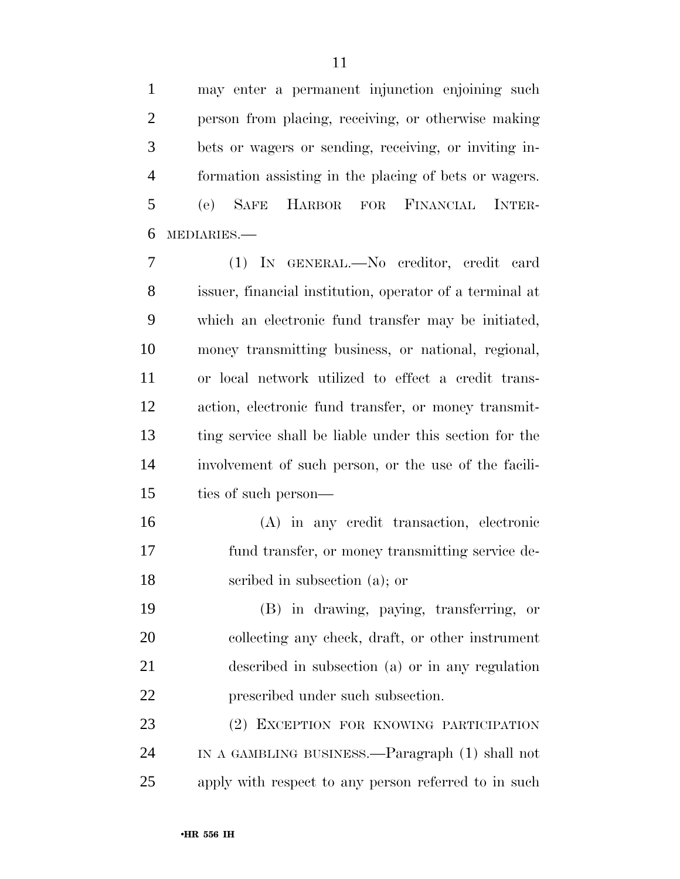may enter a permanent injunction enjoining such person from placing, receiving, or otherwise making bets or wagers or sending, receiving, or inviting information assisting in the placing of bets or wagers.

(e) SAFE HARBOR FOR FINANCIAL INTERMEDIARIES.—

(1) IN GENERAL.—No creditor, credit card issuer, financial institution, operator of a terminal at which an electronic fund transfer may be initiated, money transmitting business, or national, regional, or local network utilized to effect a credit transaction, electronic fund transfer, or money transmitting service shall be liable under this section for the involvement of such person, or the use of the facilities of such person—

(A) in any credit transaction, electronic fund transfer, or money transmitting service described in subsection (a); or

(B) in drawing, paying, transferring, or collecting any check, draft, or other instrument described in subsection (a) or in any regulation prescribed under such subsection.

(2) EXCEPTION FOR KNOWING PARTICIPATION IN A GAMBLING BUSINESS.—Paragraph (1) shall not apply with respect to any person referred to in such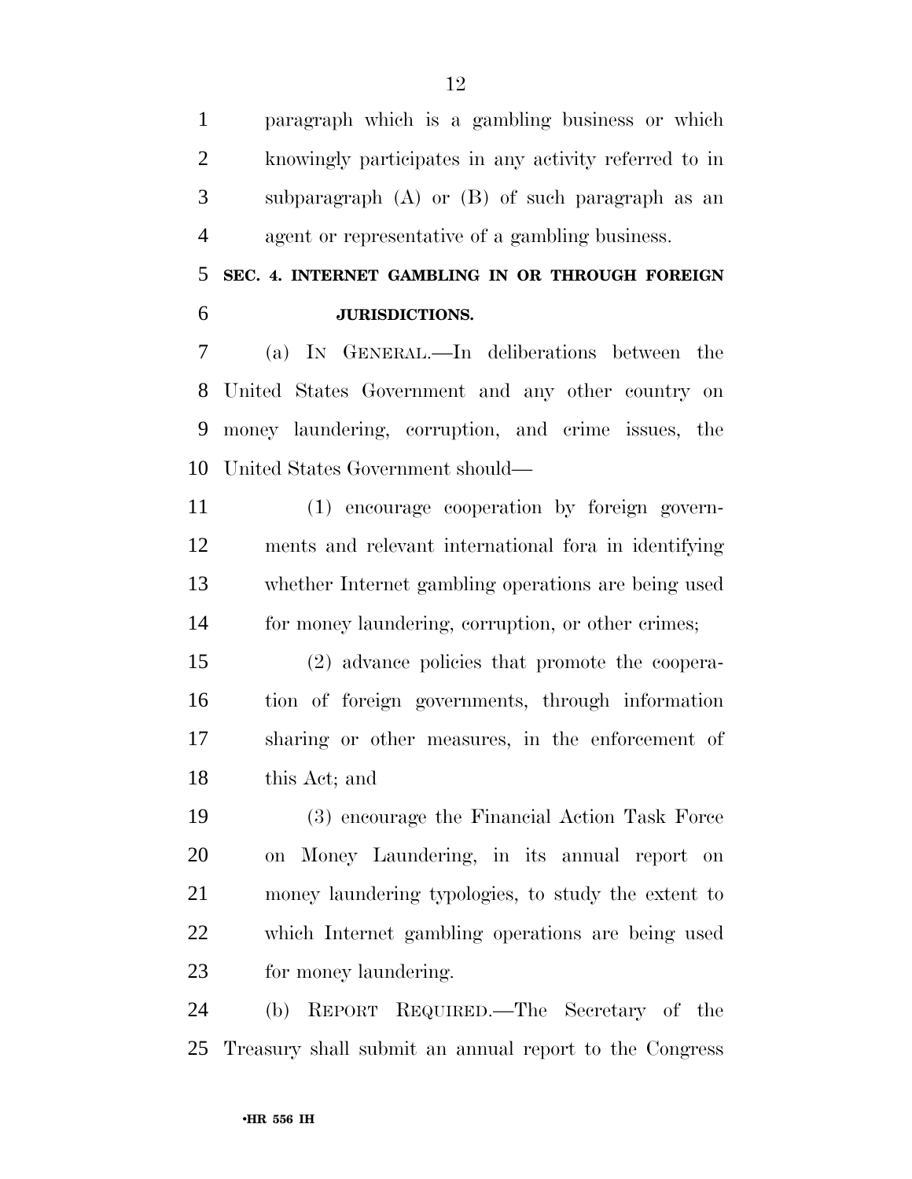paragraph which is a gambling business or which knowingly participates in any activity referred to in subparagraph (A) or (B) of such paragraph as an agent or representative of a gambling business.

**SEC. 4. INTERNET GAMBLING IN OR THROUGH FOREIGN JURISDICTIONS.**

(a) IN GENERAL.—In deliberations between the United States Government and any other country on money laundering, corruption, and crime issues, the United States Government should—

(1) encourage cooperation by foreign governments and relevant international fora in identifying whether Internet gambling operations are being used for money laundering, corruption, or other crimes;

(2) advance policies that promote the cooperation of foreign governments, through information sharing or other measures, in the enforcement of this Act; and

(3) encourage the Financial Action Task Force on Money Laundering, in its annual report on money laundering typologies, to study the extent to which Internet gambling operations are being used for money laundering.

(b) REPORT REQUIRED.—The Secretary of the Treasury shall submit an annual report to the Congress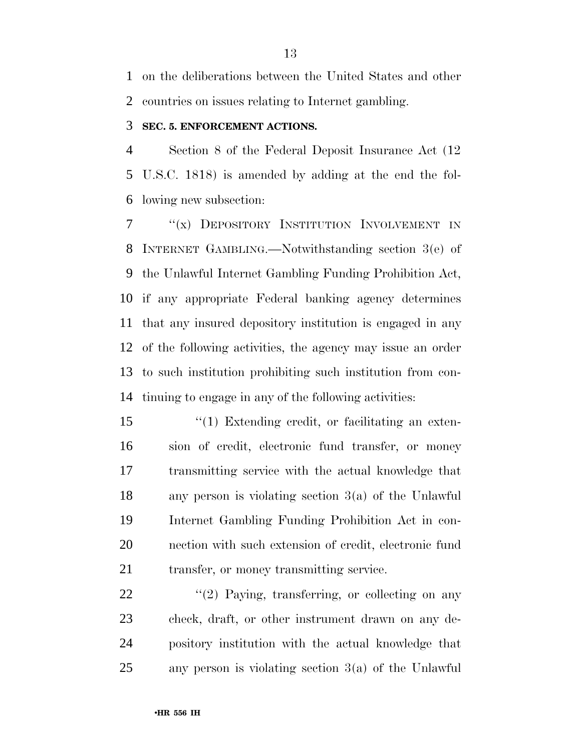on the deliberations between the United States and other countries on issues relating to Internet gambling.

### SEC. 5. ENFORCEMENT ACTIONS.

Section 8 of the Federal Deposit Insurance Act (12 U.S.C. 1818) is amended by adding at the end the following new subsection:

''(x) DEPOSITORY INSTITUTION INVOLVEMENT IN INTERNET GAMBLING.—Notwithstanding section 3(e) of the Unlawful Internet Gambling Funding Prohibition Act, if any appropriate Federal banking agency determines that any insured depository institution is engaged in any of the following activities, the agency may issue an order to such institution prohibiting such institution from continuing to engage in any of the following activities:

''(1) Extending credit, or facilitating an extension of credit, electronic fund transfer, or money transmitting service with the actual knowledge that any person is violating section 3(a) of the Unlawful Internet Gambling Funding Prohibition Act in connection with such extension of credit, electronic fund transfer, or money transmitting service.

''(2) Paying, transferring, or collecting on any check, draft, or other instrument drawn on any depository institution with the actual knowledge that any person is violating section 3(a) of the Unlawful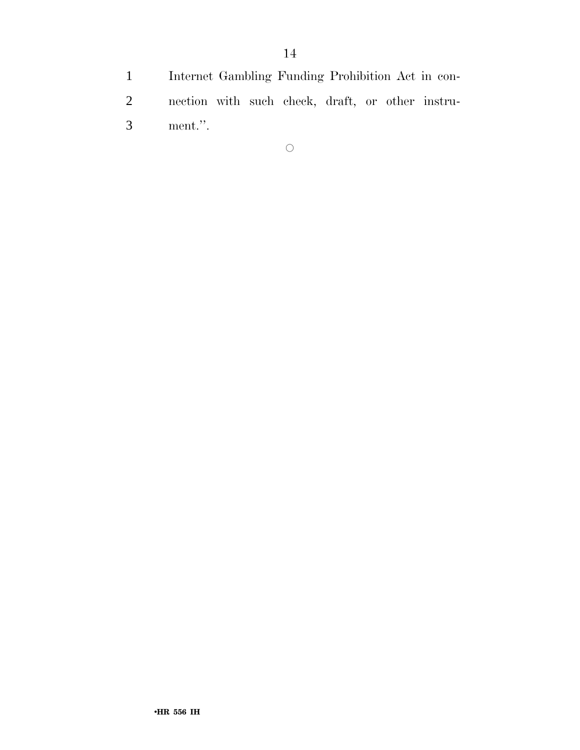Internet Gambling Funding Prohibition Act in connection with such check, draft, or other instrument.''.